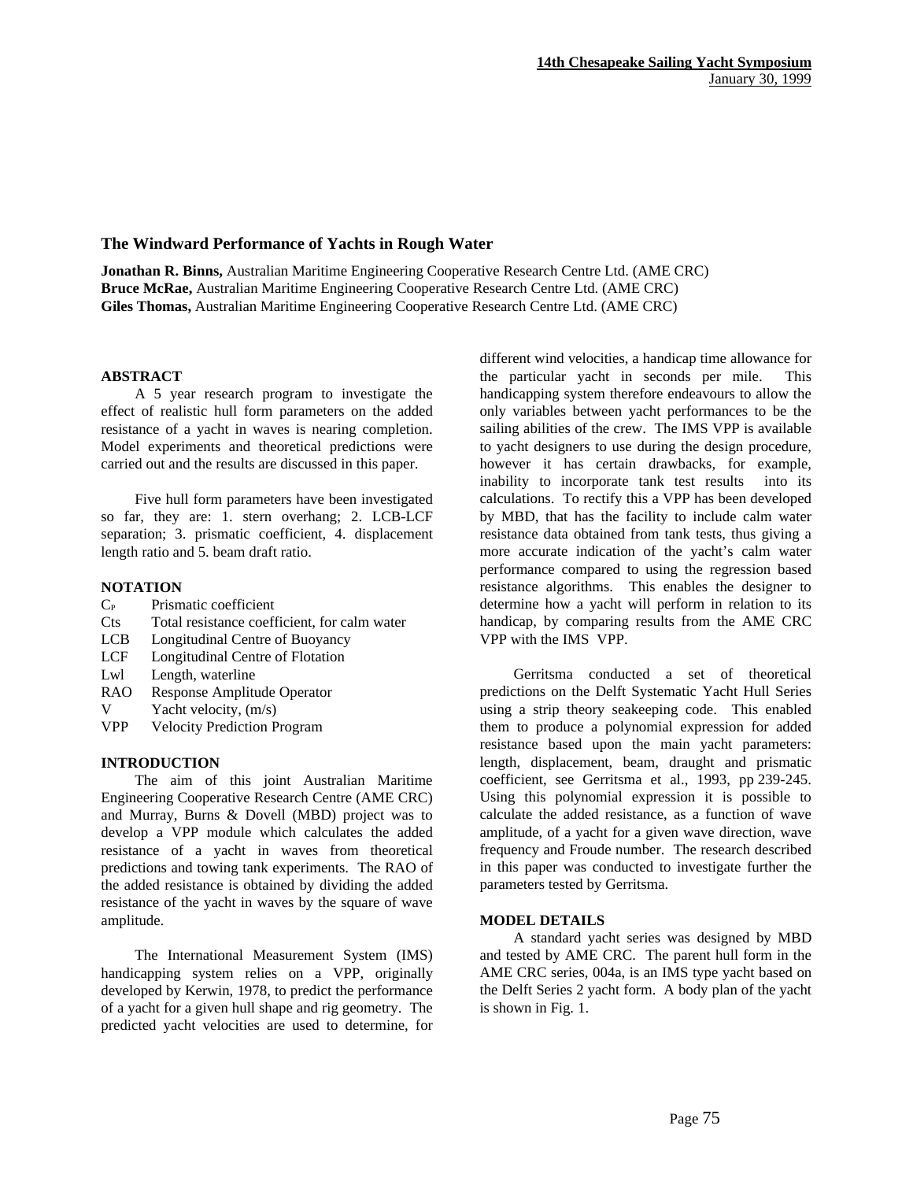# The Windward Performance of Yachts in Rough Water

**Jonathan R. Binns,** Australian Maritime Engineering Cooperative Research Centre Ltd. (AME CRC)
**Bruce McRae,** Australian Maritime Engineering Cooperative Research Centre Ltd. (AME CRC)
**Giles Thomas,** Australian Maritime Engineering Cooperative Research Centre Ltd. (AME CRC)

## ABSTRACT

A 5 year research program to investigate the effect of realistic hull form parameters on the added resistance of a yacht in waves is nearing completion. Model experiments and theoretical predictions were carried out and the results are discussed in this paper.

Five hull form parameters have been investigated so far, they are: 1. stern overhang; 2. LCB-LCF separation; 3. prismatic coefficient, 4. displacement length ratio and 5. beam draft ratio.

## NOTATION

| | |
|---|---|
| $C_P$ | Prismatic coefficient |
| Cts | Total resistance coefficient, for calm water |
| LCB | Longitudinal Centre of Buoyancy |
| LCF | Longitudinal Centre of Flotation |
| Lwl | Length, waterline |
| RAO | Response Amplitude Operator |
| V | Yacht velocity, (m/s) |
| VPP | Velocity Prediction Program |

## INTRODUCTION

The aim of this joint Australian Maritime Engineering Cooperative Research Centre (AME CRC) and Murray, Burns & Dovell (MBD) project was to develop a VPP module which calculates the added resistance of a yacht in waves from theoretical predictions and towing tank experiments. The RAO of the added resistance is obtained by dividing the added resistance of the yacht in waves by the square of wave amplitude.

The International Measurement System (IMS) handicapping system relies on a VPP, originally developed by Kerwin, 1978, to predict the performance of a yacht for a given hull shape and rig geometry. The predicted yacht velocities are used to determine, for different wind velocities, a handicap time allowance for the particular yacht in seconds per mile. This handicapping system therefore endeavours to allow the only variables between yacht performances to be the sailing abilities of the crew. The IMS VPP is available to yacht designers to use during the design procedure, however it has certain drawbacks, for example, inability to incorporate tank test results into its calculations. To rectify this a VPP has been developed by MBD, that has the facility to include calm water resistance data obtained from tank tests, thus giving a more accurate indication of the yacht's calm water performance compared to using the regression based resistance algorithms. This enables the designer to determine how a yacht will perform in relation to its handicap, by comparing results from the AME CRC VPP with the IMS VPP.

Gerritsma conducted a set of theoretical predictions on the Delft Systematic Yacht Hull Series using a strip theory seakeeping code. This enabled them to produce a polynomial expression for added resistance based upon the main yacht parameters: length, displacement, beam, draught and prismatic coefficient, see Gerritsma et al., 1993, pp 239-245. Using this polynomial expression it is possible to calculate the added resistance, as a function of wave amplitude, of a yacht for a given wave direction, wave frequency and Froude number. The research described in this paper was conducted to investigate further the parameters tested by Gerritsma.

## MODEL DETAILS

A standard yacht series was designed by MBD and tested by AME CRC. The parent hull form in the AME CRC series, 004a, is an IMS type yacht based on the Delft Series 2 yacht form. A body plan of the yacht is shown in Fig. 1.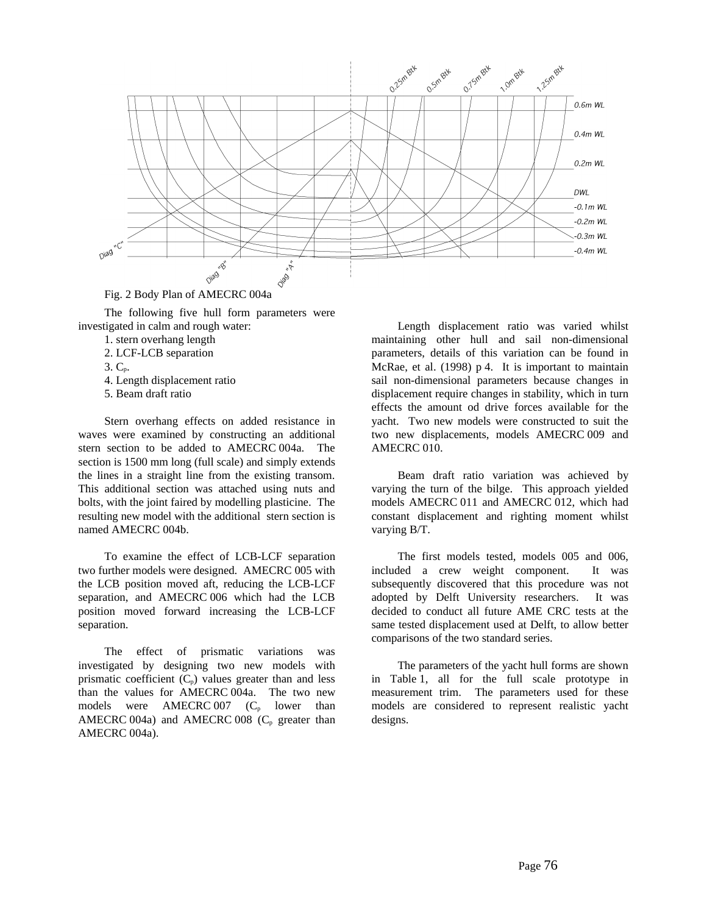Fig. 2 Body Plan of AMECRC 004a

The following five hull form parameters were investigated in calm and rough water:

1. stern overhang length
2. LCF-LCB separation
3. $C_p$.
4. Length displacement ratio
5. Beam draft ratio

Stern overhang effects on added resistance in waves were examined by constructing an additional stern section to be added to AMECRC 004a. The section is 1500 mm long (full scale) and simply extends the lines in a straight line from the existing transom. This additional section was attached using nuts and bolts, with the joint faired by modelling plasticine. The resulting new model with the additional stern section is named AMECRC 004b.

To examine the effect of LCB-LCF separation two further models were designed. AMECRC 005 with the LCB position moved aft, reducing the LCB-LCF separation, and AMECRC 006 which had the LCB position moved forward increasing the LCB-LCF separation.

The effect of prismatic variations was investigated by designing two new models with prismatic coefficient ($C_p$) values greater than and less than the values for AMECRC 004a. The two new models were AMECRC 007 ($C_p$ lower than AMECRC 004a) and AMECRC 008 ($C_p$ greater than AMECRC 004a).

Length displacement ratio was varied whilst maintaining other hull and sail non-dimensional parameters, details of this variation can be found in McRae, et al. (1998) p 4. It is important to maintain sail non-dimensional parameters because changes in displacement require changes in stability, which in turn effects the amount od drive forces available for the yacht. Two new models were constructed to suit the two new displacements, models AMECRC 009 and AMECRC 010.

Beam draft ratio variation was achieved by varying the turn of the bilge. This approach yielded models AMECRC 011 and AMECRC 012, which had constant displacement and righting moment whilst varying B/T.

The first models tested, models 005 and 006, included a crew weight component. It was subsequently discovered that this procedure was not adopted by Delft University researchers. It was decided to conduct all future AME CRC tests at the same tested displacement used at Delft, to allow better comparisons of the two standard series.

The parameters of the yacht hull forms are shown in Table 1, all for the full scale prototype in measurement trim. The parameters used for these models are considered to represent realistic yacht designs.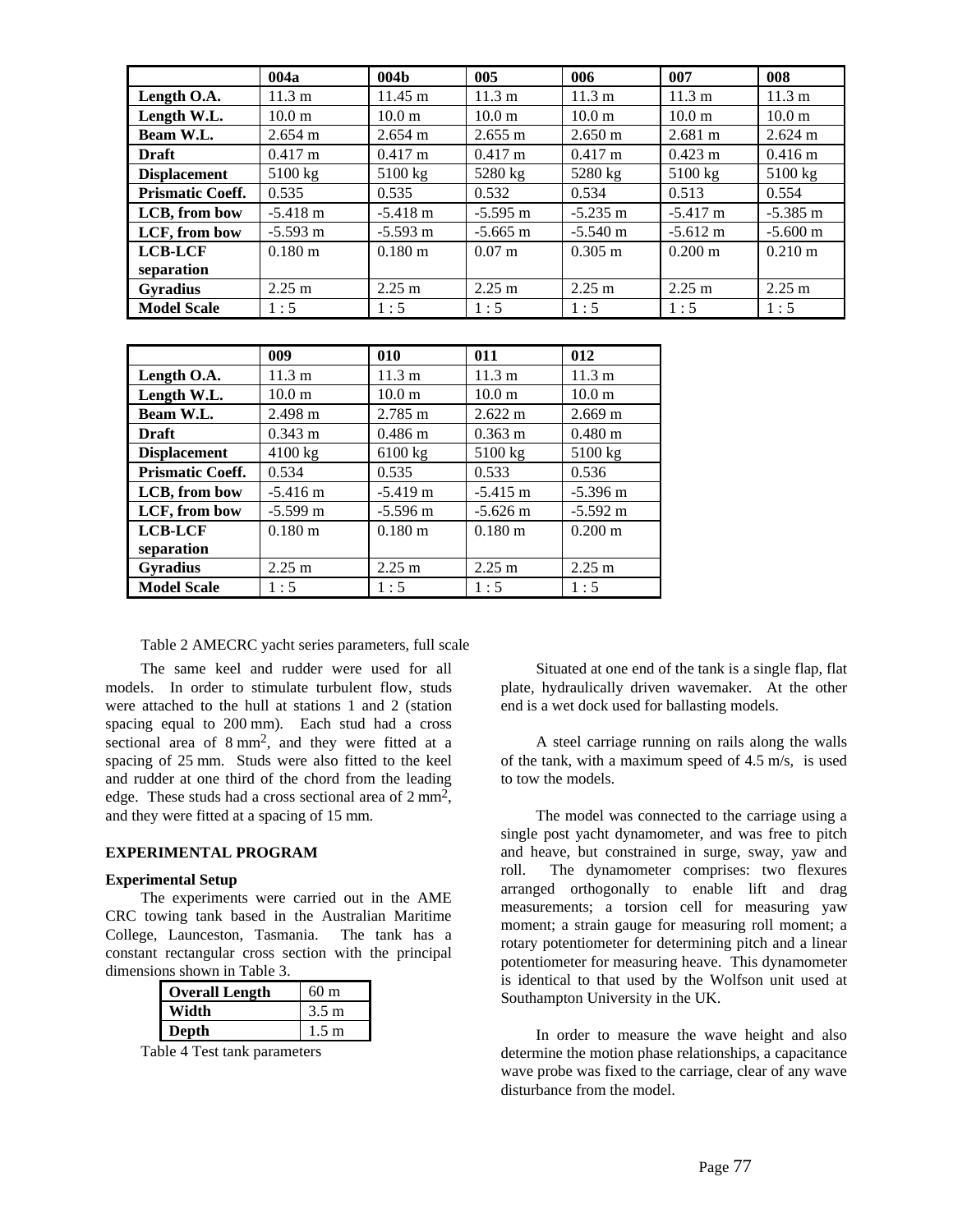|  | 004a | 004b | 005 | 006 | 007 | 008 |
|---|---|---|---|---|---|---|
| **Length O.A.** | 11.3 m | 11.45 m | 11.3 m | 11.3 m | 11.3 m | 11.3 m |
| **Length W.L.** | 10.0 m | 10.0 m | 10.0 m | 10.0 m | 10.0 m | 10.0 m |
| **Beam W.L.** | 2.654 m | 2.654 m | 2.655 m | 2.650 m | 2.681 m | 2.624 m |
| **Draft** | 0.417 m | 0.417 m | 0.417 m | 0.417 m | 0.423 m | 0.416 m |
| **Displacement** | 5100 kg | 5100 kg | 5280 kg | 5280 kg | 5100 kg | 5100 kg |
| **Prismatic Coeff.** | 0.535 | 0.535 | 0.532 | 0.534 | 0.513 | 0.554 |
| **LCB, from bow** | -5.418 m | -5.418 m | -5.595 m | -5.235 m | -5.417 m | -5.385 m |
| **LCF, from bow** | -5.593 m | -5.593 m | -5.665 m | -5.540 m | -5.612 m | -5.600 m |
| **LCB-LCF separation** | 0.180 m | 0.180 m | 0.07 m | 0.305 m | 0.200 m | 0.210 m |
| **Gyradius** | 2.25 m | 2.25 m | 2.25 m | 2.25 m | 2.25 m | 2.25 m |
| **Model Scale** | 1 : 5 | 1 : 5 | 1 : 5 | 1 : 5 | 1 : 5 | 1 : 5 |

|  | 009 | 010 | 011 | 012 |
|---|---|---|---|---|
| **Length O.A.** | 11.3 m | 11.3 m | 11.3 m | 11.3 m |
| **Length W.L.** | 10.0 m | 10.0 m | 10.0 m | 10.0 m |
| **Beam W.L.** | 2.498 m | 2.785 m | 2.622 m | 2.669 m |
| **Draft** | 0.343 m | 0.486 m | 0.363 m | 0.480 m |
| **Displacement** | 4100 kg | 6100 kg | 5100 kg | 5100 kg |
| **Prismatic Coeff.** | 0.534 | 0.535 | 0.533 | 0.536 |
| **LCB, from bow** | -5.416 m | -5.419 m | -5.415 m | -5.396 m |
| **LCF, from bow** | -5.599 m | -5.596 m | -5.626 m | -5.592 m |
| **LCB-LCF separation** | 0.180 m | 0.180 m | 0.180 m | 0.200 m |
| **Gyradius** | 2.25 m | 2.25 m | 2.25 m | 2.25 m |
| **Model Scale** | 1 : 5 | 1 : 5 | 1 : 5 | 1 : 5 |

Table 2 AMECRC yacht series parameters, full scale

The same keel and rudder were used for all models. In order to stimulate turbulent flow, studs were attached to the hull at stations 1 and 2 (station spacing equal to 200 mm). Each stud had a cross sectional area of 8 mm$^2$, and they were fitted at a spacing of 25 mm. Studs were also fitted to the keel and rudder at one third of the chord from the leading edge. These studs had a cross sectional area of 2 mm$^2$, and they were fitted at a spacing of 15 mm.

## EXPERIMENTAL PROGRAM

### Experimental Setup

The experiments were carried out in the AME CRC towing tank based in the Australian Maritime College, Launceston, Tasmania. The tank has a constant rectangular cross section with the principal dimensions shown in Table 3.

| **Overall Length** | 60 m |
|---|---|
| **Width** | 3.5 m |
| **Depth** | 1.5 m |

Table 4 Test tank parameters

Situated at one end of the tank is a single flap, flat plate, hydraulically driven wavemaker. At the other end is a wet dock used for ballasting models.

A steel carriage running on rails along the walls of the tank, with a maximum speed of 4.5 m/s, is used to tow the models.

The model was connected to the carriage using a single post yacht dynamometer, and was free to pitch and heave, but constrained in surge, sway, yaw and roll. The dynamometer comprises: two flexures arranged orthogonally to enable lift and drag measurements; a torsion cell for measuring yaw moment; a strain gauge for measuring roll moment; a rotary potentiometer for determining pitch and a linear potentiometer for measuring heave. This dynamometer is identical to that used by the Wolfson unit used at Southampton University in the UK.

In order to measure the wave height and also determine the motion phase relationships, a capacitance wave probe was fixed to the carriage, clear of any wave disturbance from the model.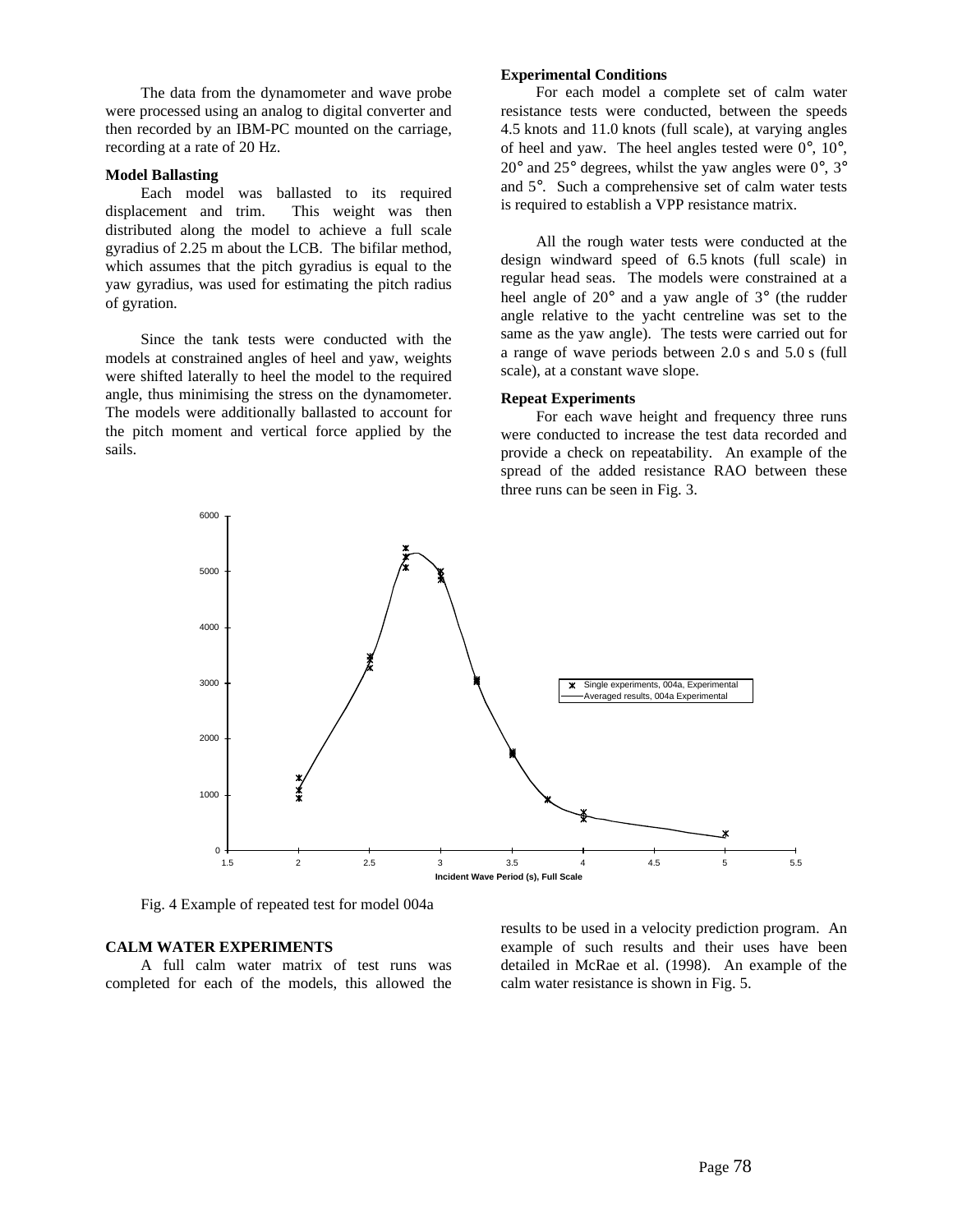The data from the dynamometer and wave probe were processed using an analog to digital converter and then recorded by an IBM-PC mounted on the carriage, recording at a rate of 20 Hz.

**Model Ballasting**

Each model was ballasted to its required displacement and trim. This weight was then distributed along the model to achieve a full scale gyradius of 2.25 m about the LCB. The bifilar method, which assumes that the pitch gyradius is equal to the yaw gyradius, was used for estimating the pitch radius of gyration.

Since the tank tests were conducted with the models at constrained angles of heel and yaw, weights were shifted laterally to heel the model to the required angle, thus minimising the stress on the dynamometer. The models were additionally ballasted to account for the pitch moment and vertical force applied by the sails.

**Experimental Conditions**

For each model a complete set of calm water resistance tests were conducted, between the speeds 4.5 knots and 11.0 knots (full scale), at varying angles of heel and yaw. The heel angles tested were 0°, 10°, 20° and 25° degrees, whilst the yaw angles were 0°, 3° and 5°. Such a comprehensive set of calm water tests is required to establish a VPP resistance matrix.

All the rough water tests were conducted at the design windward speed of 6.5 knots (full scale) in regular head seas. The models were constrained at a heel angle of 20° and a yaw angle of 3° (the rudder angle relative to the yacht centreline was set to the same as the yaw angle). The tests were carried out for a range of wave periods between 2.0 s and 5.0 s (full scale), at a constant wave slope.

**Repeat Experiments**

For each wave height and frequency three runs were conducted to increase the test data recorded and provide a check on repeatability. An example of the spread of the added resistance RAO between these three runs can be seen in Fig. 3.

Fig. 4 Example of repeated test for model 004a

## CALM WATER EXPERIMENTS

A full calm water matrix of test runs was completed for each of the models, this allowed the results to be used in a velocity prediction program. An example of such results and their uses have been detailed in McRae et al. (1998). An example of the calm water resistance is shown in Fig. 5.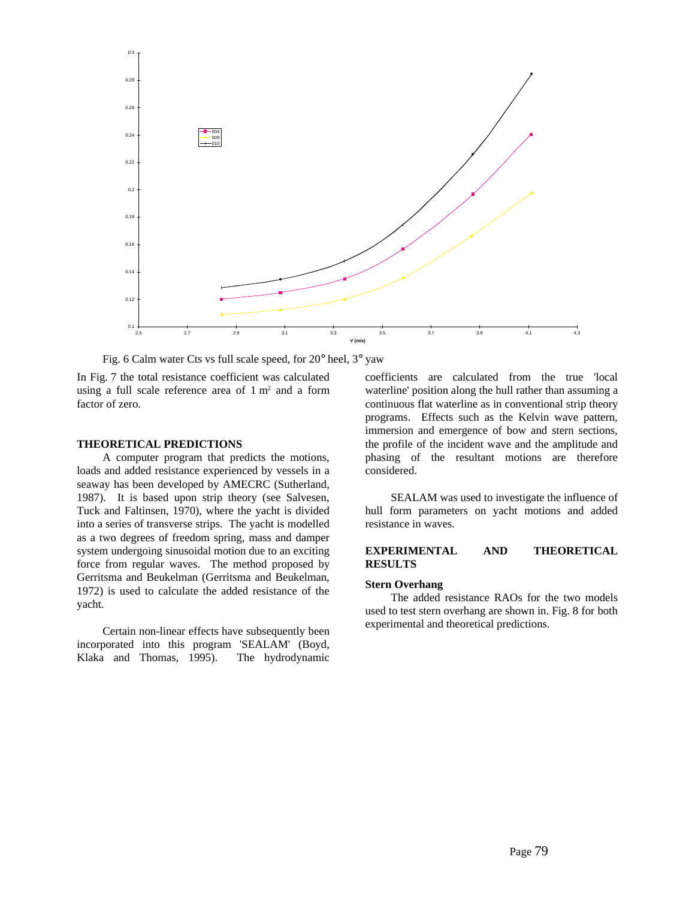Fig. 6 Calm water Cts vs full scale speed, for 20° heel, 3° yaw

In Fig. 7 the total resistance coefficient was calculated using a full scale reference area of 1 $m^2$ and a form factor of zero.

## THEORETICAL PREDICTIONS

A computer program that predicts the motions, loads and added resistance experienced by vessels in a seaway has been developed by AMECRC (Sutherland, 1987). It is based upon strip theory (see Salvesen, Tuck and Faltinsen, 1970), where the yacht is divided into a series of transverse strips. The yacht is modelled as a two degrees of freedom spring, mass and damper system undergoing sinusoidal motion due to an exciting force from regular waves. The method proposed by Gerritsma and Beukelman (Gerritsma and Beukelman, 1972) is used to calculate the added resistance of the yacht.

Certain non-linear effects have subsequently been incorporated into this program 'SEALAM' (Boyd, Klaka and Thomas, 1995). The hydrodynamic coefficients are calculated from the true 'local waterline' position along the hull rather than assuming a continuous flat waterline as in conventional strip theory programs. Effects such as the Kelvin wave pattern, immersion and emergence of bow and stern sections, the profile of the incident wave and the amplitude and phasing of the resultant motions are therefore considered.

SEALAM was used to investigate the influence of hull form parameters on yacht motions and added resistance in waves.

## EXPERIMENTAL AND THEORETICAL RESULTS

### Stern Overhang

The added resistance RAOs for the two models used to test stern overhang are shown in. Fig. 8 for both experimental and theoretical predictions.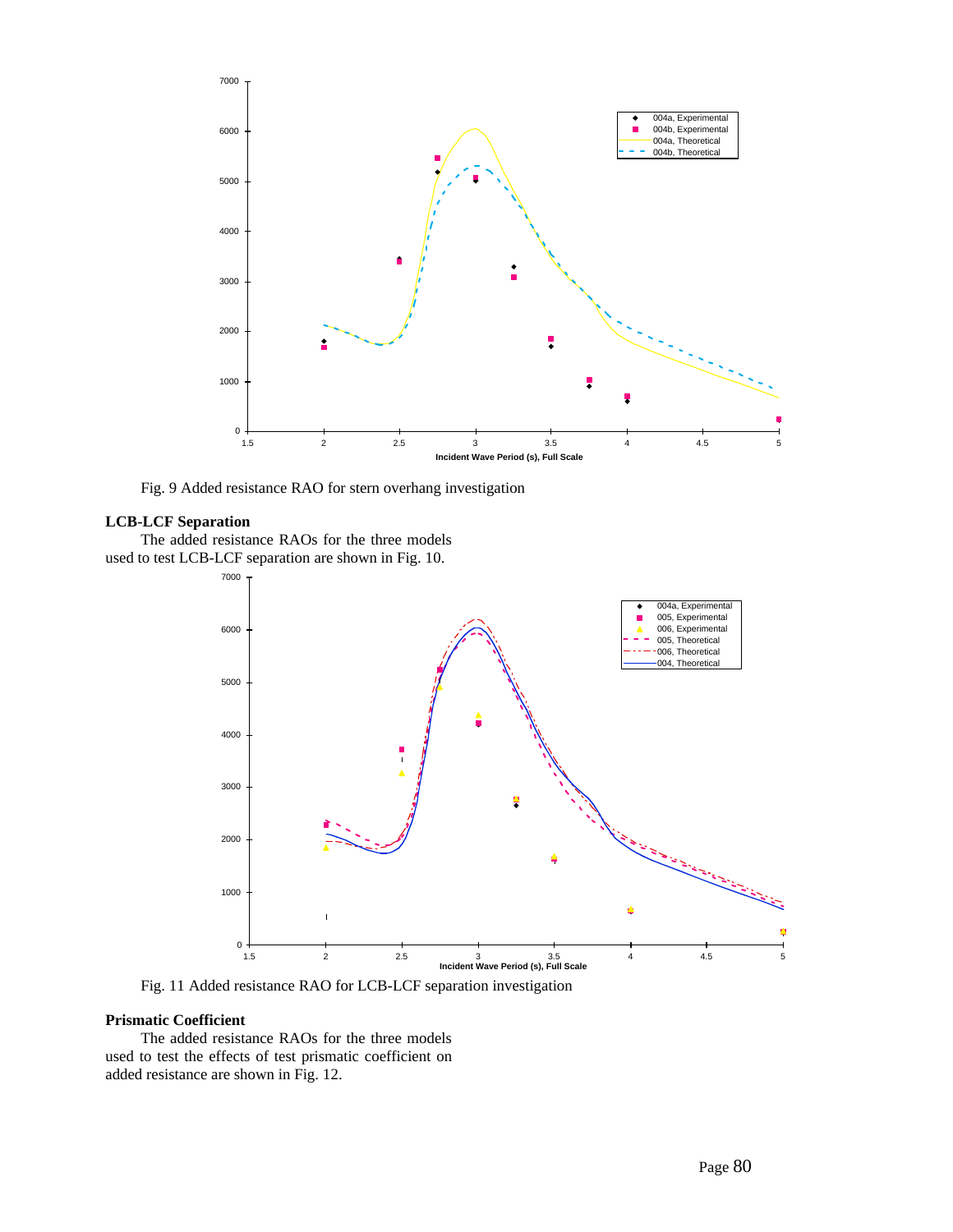Fig. 9 Added resistance RAO for stern overhang investigation

## LCB-LCF Separation

The added resistance RAOs for the three models used to test LCB-LCF separation are shown in Fig. 10.

Fig. 11 Added resistance RAO for LCB-LCF separation investigation

## Prismatic Coefficient

The added resistance RAOs for the three models used to test the effects of test prismatic coefficient on added resistance are shown in Fig. 12.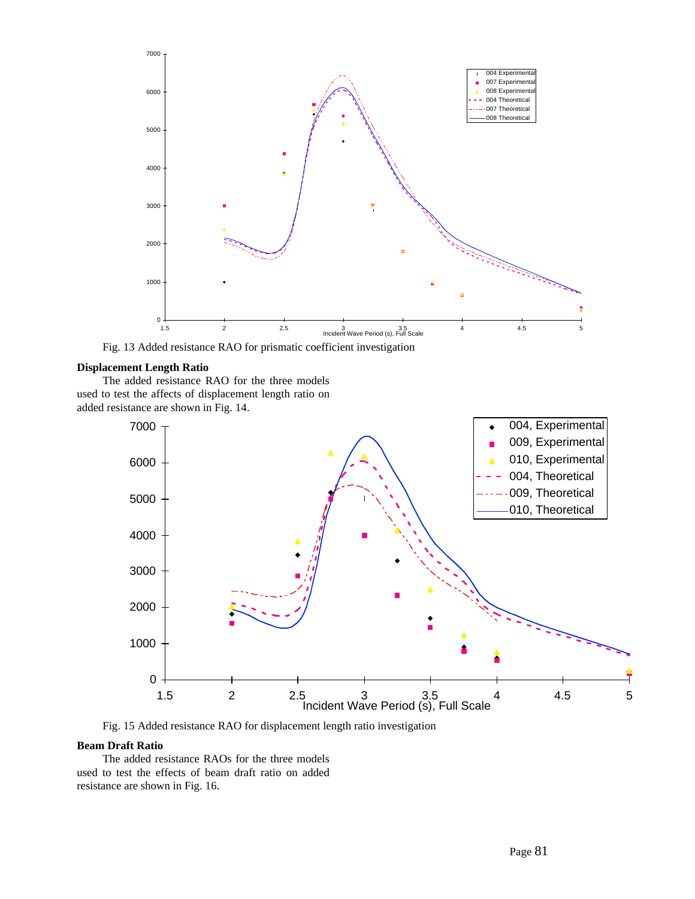Fig. 13 Added resistance RAO for prismatic coefficient investigation

**Displacement Length Ratio**

The added resistance RAO for the three models used to test the affects of displacement length ratio on added resistance are shown in Fig. 14.

Fig. 15 Added resistance RAO for displacement length ratio investigation

**Beam Draft Ratio**

The added resistance RAOs for the three models used to test the effects of beam draft ratio on added resistance are shown in Fig. 16.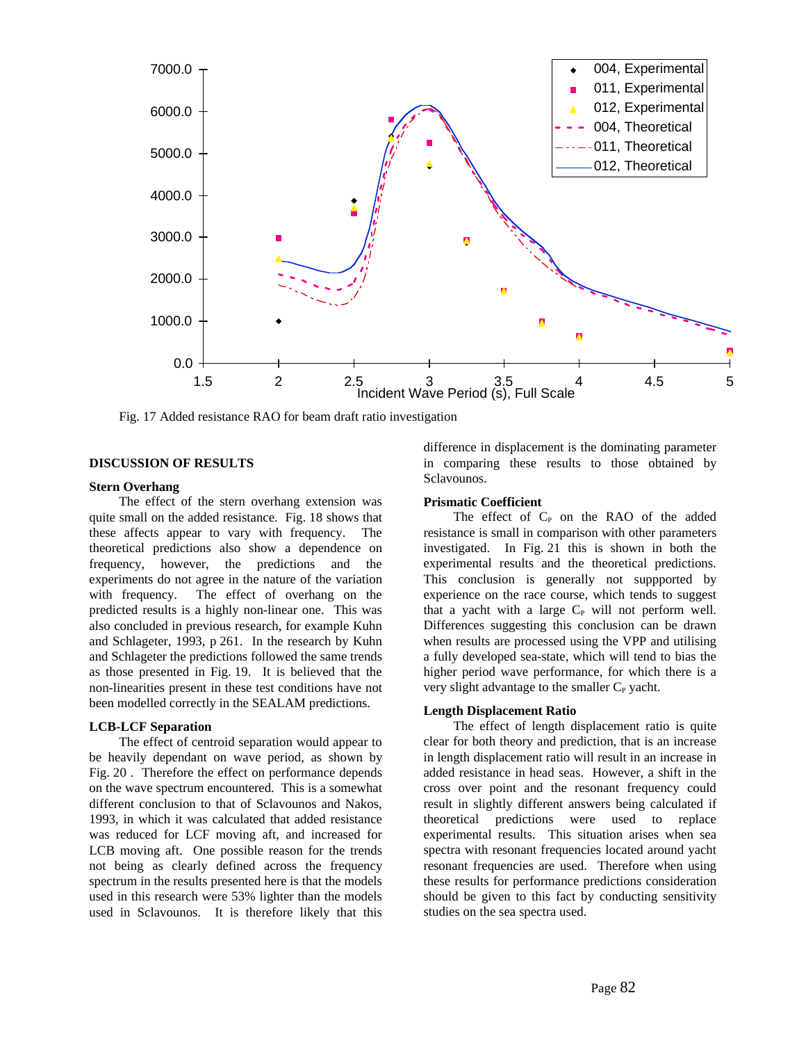Fig. 17 Added resistance RAO for beam draft ratio investigation

## DISCUSSION OF RESULTS

### Stern Overhang

The effect of the stern overhang extension was quite small on the added resistance. Fig. 18 shows that these affects appear to vary with frequency. The theoretical predictions also show a dependence on frequency, however, the predictions and the experiments do not agree in the nature of the variation with frequency. The effect of overhang on the predicted results is a highly non-linear one. This was also concluded in previous research, for example Kuhn and Schlageter, 1993, p 261. In the research by Kuhn and Schlageter the predictions followed the same trends as those presented in Fig. 19. It is believed that the non-linearities present in these test conditions have not been modelled correctly in the SEALAM predictions.

### LCB-LCF Separation

The effect of centroid separation would appear to be heavily dependant on wave period, as shown by Fig. 20 . Therefore the effect on performance depends on the wave spectrum encountered. This is a somewhat different conclusion to that of Sclavounos and Nakos, 1993, in which it was calculated that added resistance was reduced for LCF moving aft, and increased for LCB moving aft. One possible reason for the trends not being as clearly defined across the frequency spectrum in the results presented here is that the models used in this research were 53% lighter than the models used in Sclavounos. It is therefore likely that this difference in displacement is the dominating parameter in comparing these results to those obtained by Sclavounos.

### Prismatic Coefficient

The effect of $C_P$ on the RAO of the added resistance is small in comparison with other parameters investigated. In Fig. 21 this is shown in both the experimental results and the theoretical predictions. This conclusion is generally not suppported by experience on the race course, which tends to suggest that a yacht with a large $C_P$ will not perform well. Differences suggesting this conclusion can be drawn when results are processed using the VPP and utilising a fully developed sea-state, which will tend to bias the higher period wave performance, for which there is a very slight advantage to the smaller $C_P$ yacht.

### Length Displacement Ratio

The effect of length displacement ratio is quite clear for both theory and prediction, that is an increase in length displacement ratio will result in an increase in added resistance in head seas. However, a shift in the cross over point and the resonant frequency could result in slightly different answers being calculated if theoretical predictions were used to replace experimental results. This situation arises when sea spectra with resonant frequencies located around yacht resonant frequencies are used. Therefore when using these results for performance predictions consideration should be given to this fact by conducting sensitivity studies on the sea spectra used.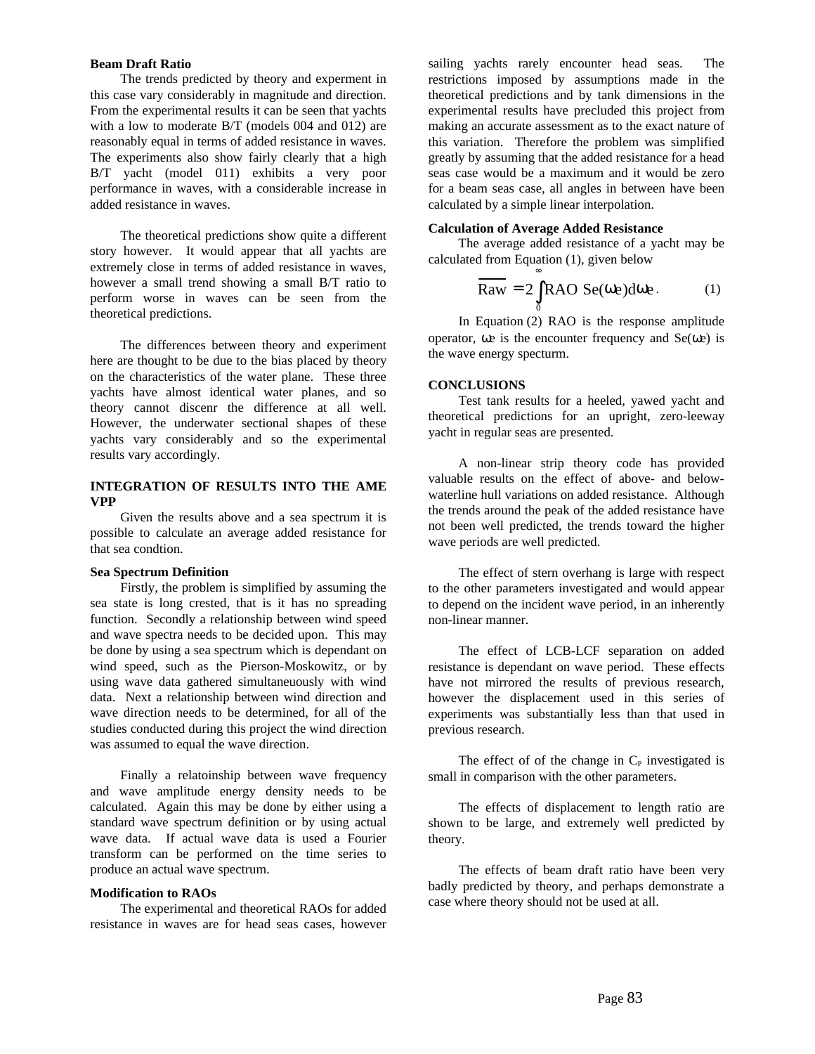**Beam Draft Ratio**

The trends predicted by theory and experment in this case vary considerably in magnitude and direction. From the experimental results it can be seen that yachts with a low to moderate B/T (models 004 and 012) are reasonably equal in terms of added resistance in waves. The experiments also show fairly clearly that a high B/T yacht (model 011) exhibits a very poor performance in waves, with a considerable increase in added resistance in waves.

The theoretical predictions show quite a different story however. It would appear that all yachts are extremely close in terms of added resistance in waves, however a small trend showing a small B/T ratio to perform worse in waves can be seen from the theoretical predictions.

The differences between theory and experiment here are thought to be due to the bias placed by theory on the characteristics of the water plane. These three yachts have almost identical water planes, and so theory cannot discenr the difference at all well. However, the underwater sectional shapes of these yachts vary considerably and so the experimental results vary accordingly.

## INTEGRATION OF RESULTS INTO THE AME VPP

Given the results above and a sea spectrum it is possible to calculate an average added resistance for that sea condtion.

**Sea Spectrum Definition**

Firstly, the problem is simplified by assuming the sea state is long crested, that is it has no spreading function. Secondly a relationship between wind speed and wave spectra needs to be decided upon. This may be done by using a sea spectrum which is dependant on wind speed, such as the Pierson-Moskowitz, or by using wave data gathered simultaneuously with wind data. Next a relationship between wind direction and wave direction needs to be determined, for all of the studies conducted during this project the wind direction was assumed to equal the wave direction.

Finally a relatoinship between wave frequency and wave amplitude energy density needs to be calculated. Again this may be done by either using a standard wave spectrum definition or by using actual wave data. If actual wave data is used a Fourier transform can be performed on the time series to produce an actual wave spectrum.

**Modification to RAOs**

The experimental and theoretical RAOs for added resistance in waves are for head seas cases, however sailing yachts rarely encounter head seas. The restrictions imposed by assumptions made in the theoretical predictions and by tank dimensions in the experimental results have precluded this project from making an accurate assessment as to the exact nature of this variation. Therefore the problem was simplified greatly by assuming that the added resistance for a head seas case would be a maximum and it would be zero for a beam seas case, all angles in between have been calculated by a simple linear interpolation.

**Calculation of Average Added Resistance**

The average added resistance of a yacht may be calculated from Equation (1), given below

$$\overline{Raw} = 2\int_0^\infty RAO\ Se(\omega e)d\omega e \quad (1)$$

In Equation (2) RAO is the response amplitude operator, $\omega e$ is the encounter frequency and $Se(\omega e)$ is the wave energy specturm.

## CONCLUSIONS

Test tank results for a heeled, yawed yacht and theoretical predictions for an upright, zero-leeway yacht in regular seas are presented.

A non-linear strip theory code has provided valuable results on the effect of above- and below-waterline hull variations on added resistance. Although the trends around the peak of the added resistance have not been well predicted, the trends toward the higher wave periods are well predicted.

The effect of stern overhang is large with respect to the other parameters investigated and would appear to depend on the incident wave period, in an inherently non-linear manner.

The effect of LCB-LCF separation on added resistance is dependant on wave period. These effects have not mirrored the results of previous research, however the displacement used in this series of experiments was substantially less than that used in previous research.

The effect of of the change in $C_P$ investigated is small in comparison with the other parameters.

The effects of displacement to length ratio are shown to be large, and extremely well predicted by theory.

The effects of beam draft ratio have been very badly predicted by theory, and perhaps demonstrate a case where theory should not be used at all.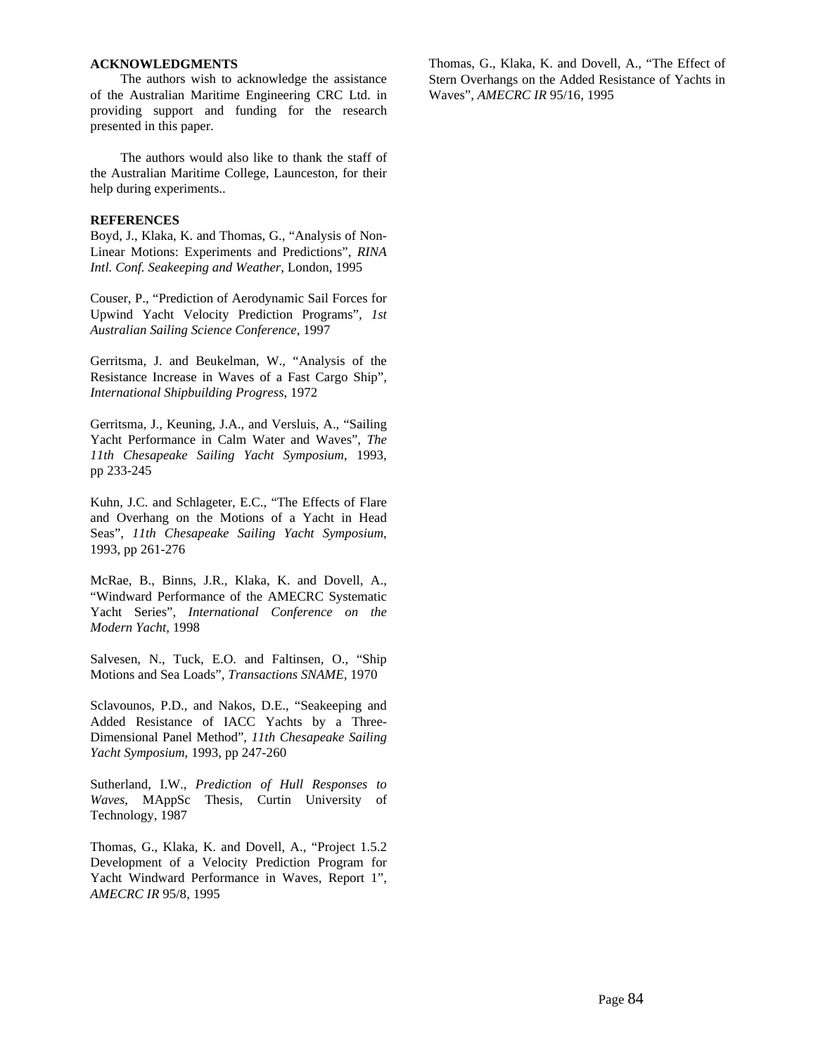**ACKNOWLEDGMENTS**

The authors wish to acknowledge the assistance of the Australian Maritime Engineering CRC Ltd. in providing support and funding for the research presented in this paper.

The authors would also like to thank the staff of the Australian Maritime College, Launceston, for their help during experiments..

**REFERENCES**

Boyd, J., Klaka, K. and Thomas, G., "Analysis of Non-Linear Motions: Experiments and Predictions", *RINA Intl. Conf. Seakeeping and Weather*, London, 1995

Couser, P., "Prediction of Aerodynamic Sail Forces for Upwind Yacht Velocity Prediction Programs", *1st Australian Sailing Science Conference*, 1997

Gerritsma, J. and Beukelman, W., "Analysis of the Resistance Increase in Waves of a Fast Cargo Ship", *International Shipbuilding Progress*, 1972

Gerritsma, J., Keuning, J.A., and Versluis, A., "Sailing Yacht Performance in Calm Water and Waves", *The 11th Chesapeake Sailing Yacht Symposium*, 1993, pp 233-245

Kuhn, J.C. and Schlageter, E.C., "The Effects of Flare and Overhang on the Motions of a Yacht in Head Seas", *11th Chesapeake Sailing Yacht Symposium*, 1993, pp 261-276

McRae, B., Binns, J.R., Klaka, K. and Dovell, A., "Windward Performance of the AMECRC Systematic Yacht Series", *International Conference on the Modern Yacht*, 1998

Salvesen, N., Tuck, E.O. and Faltinsen, O., "Ship Motions and Sea Loads", *Transactions SNAME*, 1970

Sclavounos, P.D., and Nakos, D.E., "Seakeeping and Added Resistance of IACC Yachts by a Three-Dimensional Panel Method", *11th Chesapeake Sailing Yacht Symposium*, 1993, pp 247-260

Sutherland, I.W., *Prediction of Hull Responses to Waves*, MAppSc Thesis, Curtin University of Technology, 1987

Thomas, G., Klaka, K. and Dovell, A., "Project 1.5.2 Development of a Velocity Prediction Program for Yacht Windward Performance in Waves, Report 1", *AMECRC IR* 95/8, 1995

Thomas, G., Klaka, K. and Dovell, A., "The Effect of Stern Overhangs on the Added Resistance of Yachts in Waves", *AMECRC IR* 95/16, 1995